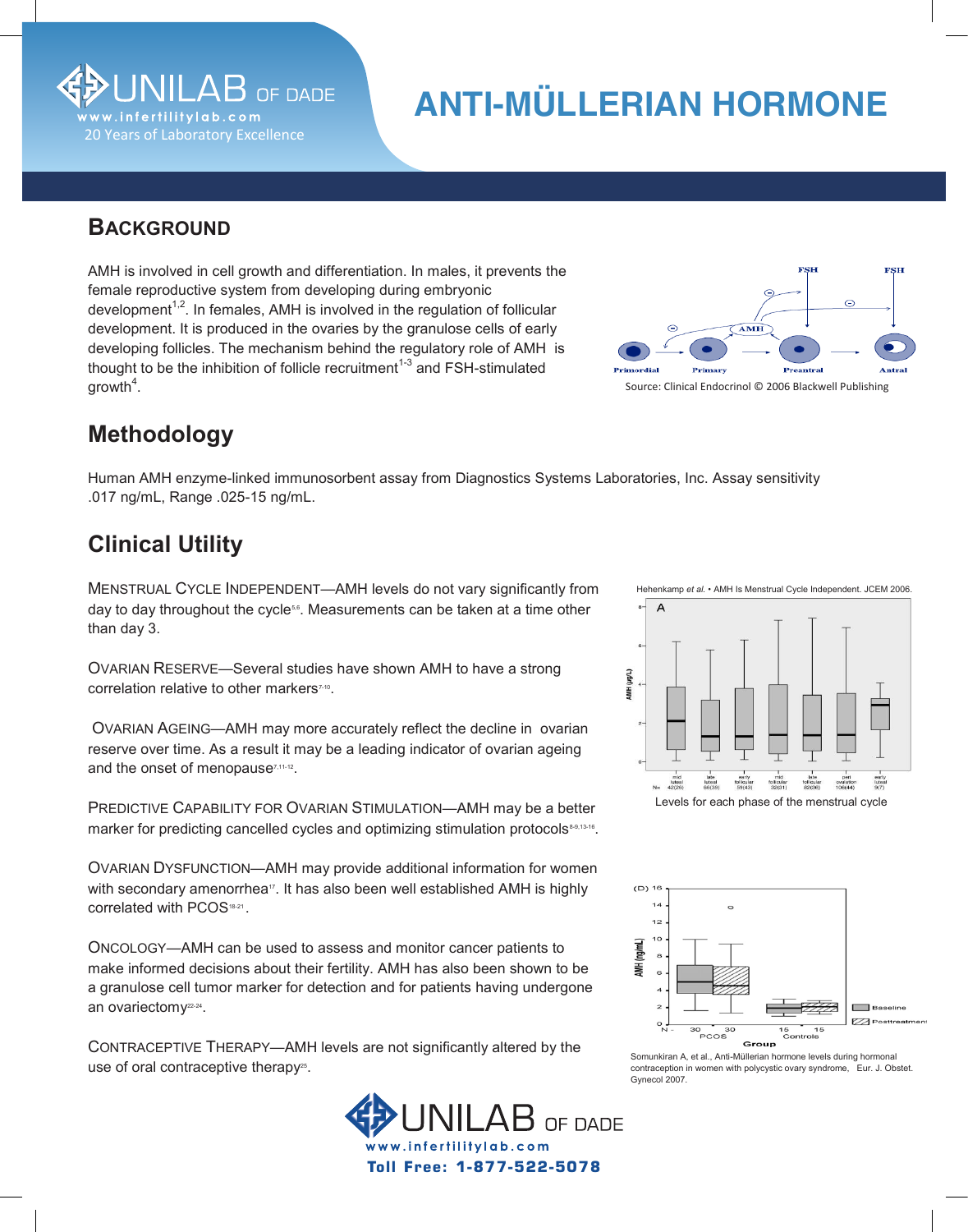# ANTI-MÜLLERIAN HORMONE

UNILAB OF DADE
www.infertilitylab.com
20 Years of Laboratory Excellence

## Background

AMH is involved in cell growth and differentiation. In males, it prevents the female reproductive system from developing during embryonic development[1,2]. In females, AMH is involved in the regulation of follicular development. It is produced in the ovaries by the granulose cells of early developing follicles. The mechanism behind the regulatory role of AMH is thought to be the inhibition of follicle recruitment[1-3] and FSH-stimulated growth[4].

Source: Clinical Endocrinol © 2006 Blackwell Publishing

## Methodology

Human AMH enzyme-linked immunosorbent assay from Diagnostics Systems Laboratories, Inc. Assay sensitivity .017 ng/mL, Range .025-15 ng/mL.

## Clinical Utility

MENSTRUAL CYCLE INDEPENDENT—AMH levels do not vary significantly from day to day throughout the cycle[5,6]. Measurements can be taken at a time other than day 3.

OVARIAN RESERVE—Several studies have shown AMH to have a strong correlation relative to other markers[7-10].

OVARIAN AGEING—AMH may more accurately reflect the decline in ovarian reserve over time. As a result it may be a leading indicator of ovarian ageing and the onset of menopause[7,11-12].

PREDICTIVE CAPABILITY FOR OVARIAN STIMULATION—AMH may be a better marker for predicting cancelled cycles and optimizing stimulation protocols[8-9,13-16].

OVARIAN DYSFUNCTION—AMH may provide additional information for women with secondary amenorrhea[17]. It has also been well established AMH is highly correlated with PCOS[18-21].

ONCOLOGY—AMH can be used to assess and monitor cancer patients to make informed decisions about their fertility. AMH has also been shown to be a granulose cell tumor marker for detection and for patients having undergone an ovariectomy[22-24].

CONTRACEPTIVE THERAPY—AMH levels are not significantly altered by the use of oral contraceptive therapy[25].

Hehenkamp *et al.* • AMH Is Menstrual Cycle Independent. JCEM 2006.

Levels for each phase of the menstrual cycle

Somunkiran A, et al., Anti-Müllerian hormone levels during hormonal contraception in women with polycystic ovary syndrome, Eur. J. Obstet. Gynecol 2007.

UNILAB OF DADE
www.infertilitylab.com
Toll Free: 1-877-522-5078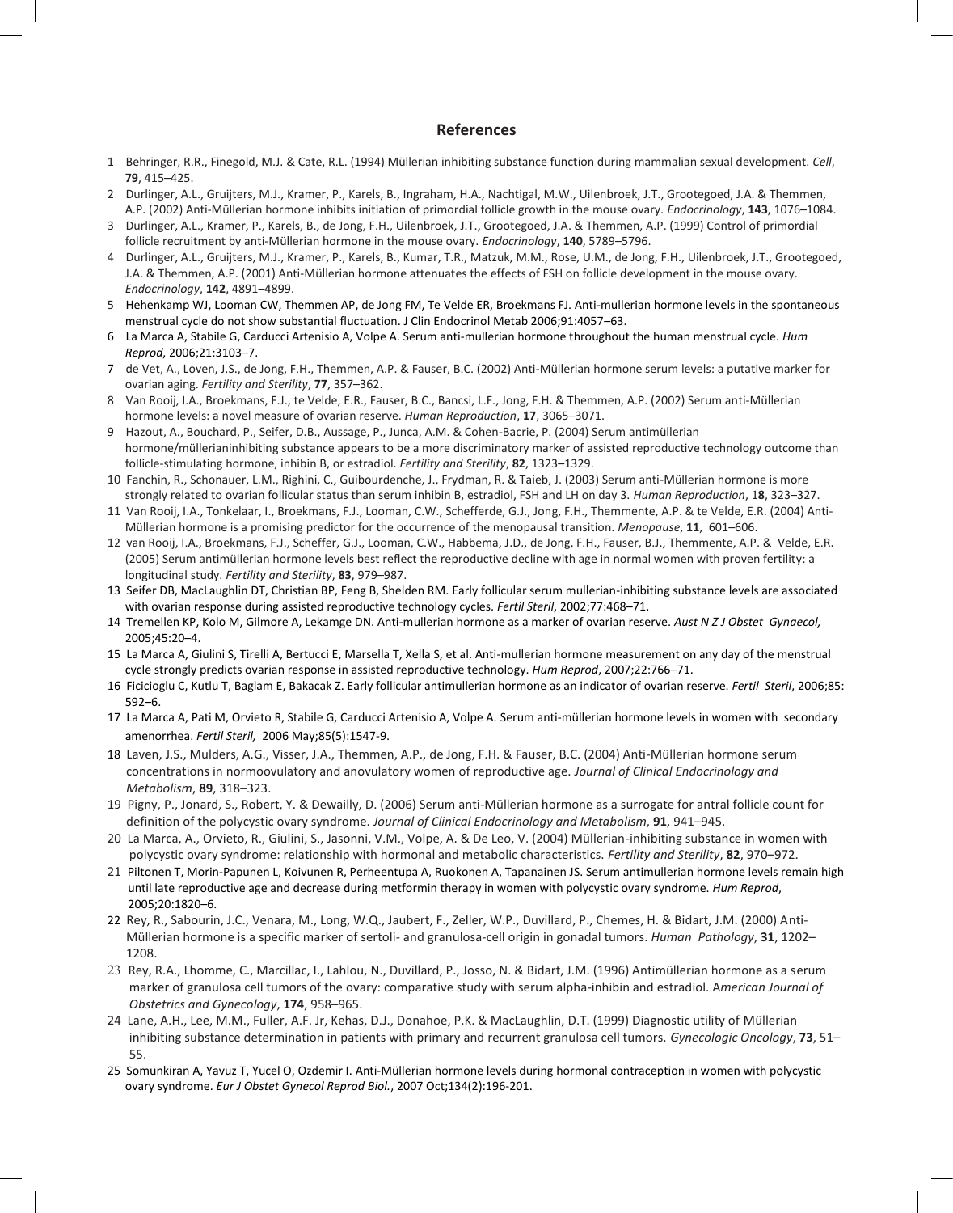## References

1. Behringer, R.R., Finegold, M.J. & Cate, R.L. (1994) Müllerian inhibiting substance function during mammalian sexual development. *Cell*, **79**, 415–425.
2. Durlinger, A.L., Gruijters, M.J., Kramer, P., Karels, B., Ingraham, H.A., Nachtigal, M.W., Uilenbroek, J.T., Grootegoed, J.A. & Themmen, A.P. (2002) Anti-Müllerian hormone inhibits initiation of primordial follicle growth in the mouse ovary. *Endocrinology*, **143**, 1076–1084.
3. Durlinger, A.L., Kramer, P., Karels, B., de Jong, F.H., Uilenbroek, J.T., Grootegoed, J.A. & Themmen, A.P. (1999) Control of primordial follicle recruitment by anti-Müllerian hormone in the mouse ovary. *Endocrinology*, **140**, 5789–5796.
4. Durlinger, A.L., Gruijters, M.J., Kramer, P., Karels, B., Kumar, T.R., Matzuk, M.M., Rose, U.M., de Jong, F.H., Uilenbroek, J.T., Grootegoed, J.A. & Themmen, A.P. (2001) Anti-Müllerian hormone attenuates the effects of FSH on follicle development in the mouse ovary. *Endocrinology*, **142**, 4891–4899.
5. Hehenkamp WJ, Looman CW, Themmen AP, de Jong FM, Te Velde ER, Broekmans FJ. Anti-mullerian hormone levels in the spontaneous menstrual cycle do not show substantial fluctuation. J Clin Endocrinol Metab 2006;91:4057–63.
6. La Marca A, Stabile G, Carducci Artenisio A, Volpe A. Serum anti-mullerian hormone throughout the human menstrual cycle. *Hum Reprod*, 2006;21:3103–7.
7. de Vet, A., Loven, J.S., de Jong, F.H., Themmen, A.P. & Fauser, B.C. (2002) Anti-Müllerian hormone serum levels: a putative marker for ovarian aging. *Fertility and Sterility*, **77**, 357–362.
8. Van Rooij, I.A., Broekmans, F.J., te Velde, E.R., Fauser, B.C., Bancsi, L.F., Jong, F.H. & Themmen, A.P. (2002) Serum anti-Müllerian hormone levels: a novel measure of ovarian reserve. *Human Reproduction*, **17**, 3065–3071.
9. Hazout, A., Bouchard, P., Seifer, D.B., Aussage, P., Junca, A.M. & Cohen-Bacrie, P. (2004) Serum antimüllerian hormone/müllerianinhibiting substance appears to be a more discriminatory marker of assisted reproductive technology outcome than follicle-stimulating hormone, inhibin B, or estradiol. *Fertility and Sterility*, **82**, 1323–1329.
10. Fanchin, R., Schonauer, L.M., Righini, C., Guibourdenche, J., Frydman, R. & Taieb, J. (2003) Serum anti-Müllerian hormone is more strongly related to ovarian follicular status than serum inhibin B, estradiol, FSH and LH on day 3. *Human Reproduction*, 1**8**, 323–327.
11. Van Rooij, I.A., Tonkelaar, I., Broekmans, F.J., Looman, C.W., Schefferde, G.J., Jong, F.H., Themmente, A.P. & te Velde, E.R. (2004) Anti-Müllerian hormone is a promising predictor for the occurrence of the menopausal transition. *Menopause*, **11**, 601–606.
12. van Rooij, I.A., Broekmans, F.J., Scheffer, G.J., Looman, C.W., Habbema, J.D., de Jong, F.H., Fauser, B.J., Themmente, A.P. & Velde, E.R. (2005) Serum antimüllerian hormone levels best reflect the reproductive decline with age in normal women with proven fertility: a longitudinal study. *Fertility and Sterility*, **83**, 979–987.
13. Seifer DB, MacLaughlin DT, Christian BP, Feng B, Shelden RM. Early follicular serum mullerian-inhibiting substance levels are associated with ovarian response during assisted reproductive technology cycles. *Fertil Steril*, 2002;77:468–71.
14. Tremellen KP, Kolo M, Gilmore A, Lekamge DN. Anti-mullerian hormone as a marker of ovarian reserve. *Aust N Z J Obstet Gynaecol,* 2005;45:20–4.
15. La Marca A, Giulini S, Tirelli A, Bertucci E, Marsella T, Xella S, et al. Anti-mullerian hormone measurement on any day of the menstrual cycle strongly predicts ovarian response in assisted reproductive technology. *Hum Reprod*, 2007;22:766–71.
16. Ficicioglu C, Kutlu T, Baglam E, Bakacak Z. Early follicular antimullerian hormone as an indicator of ovarian reserve. *Fertil Steril*, 2006;85: 592–6.
17. La Marca A, Pati M, Orvieto R, Stabile G, Carducci Artenisio A, Volpe A. Serum anti-müllerian hormone levels in women with secondary amenorrhea. *Fertil Steril,* 2006 May;85(5):1547-9.
18. Laven, J.S., Mulders, A.G., Visser, J.A., Themmen, A.P., de Jong, F.H. & Fauser, B.C. (2004) Anti-Müllerian hormone serum concentrations in normoovulatory and anovulatory women of reproductive age. *Journal of Clinical Endocrinology and Metabolism*, **89**, 318–323.
19. Pigny, P., Jonard, S., Robert, Y. & Dewailly, D. (2006) Serum anti-Müllerian hormone as a surrogate for antral follicle count for definition of the polycystic ovary syndrome. *Journal of Clinical Endocrinology and Metabolism*, **91**, 941–945.
20. La Marca, A., Orvieto, R., Giulini, S., Jasonni, V.M., Volpe, A. & De Leo, V. (2004) Müllerian-inhibiting substance in women with polycystic ovary syndrome: relationship with hormonal and metabolic characteristics. *Fertility and Sterility*, **82**, 970–972.
21. Piltonen T, Morin-Papunen L, Koivunen R, Perheentupa A, Ruokonen A, Tapanainen JS. Serum antimullerian hormone levels remain high until late reproductive age and decrease during metformin therapy in women with polycystic ovary syndrome. *Hum Reprod*, 2005;20:1820–6.
22. Rey, R., Sabourin, J.C., Venara, M., Long, W.Q., Jaubert, F., Zeller, W.P., Duvillard, P., Chemes, H. & Bidart, J.M. (2000) Anti-Müllerian hormone is a specific marker of sertoli- and granulosa-cell origin in gonadal tumors. *Human Pathology*, **31**, 1202–1208.
23. Rey, R.A., Lhomme, C., Marcillac, I., Lahlou, N., Duvillard, P., Josso, N. & Bidart, J.M. (1996) Antimüllerian hormone as a serum marker of granulosa cell tumors of the ovary: comparative study with serum alpha-inhibin and estradiol. *American Journal of Obstetrics and Gynecology*, **174**, 958–965.
24. Lane, A.H., Lee, M.M., Fuller, A.F. Jr, Kehas, D.J., Donahoe, P.K. & MacLaughlin, D.T. (1999) Diagnostic utility of Müllerian inhibiting substance determination in patients with primary and recurrent granulosa cell tumors. *Gynecologic Oncology*, **73**, 51–55.
25. Somunkiran A, Yavuz T, Yucel O, Ozdemir I. Anti-Müllerian hormone levels during hormonal contraception in women with polycystic ovary syndrome. *Eur J Obstet Gynecol Reprod Biol.*, 2007 Oct;134(2):196-201.